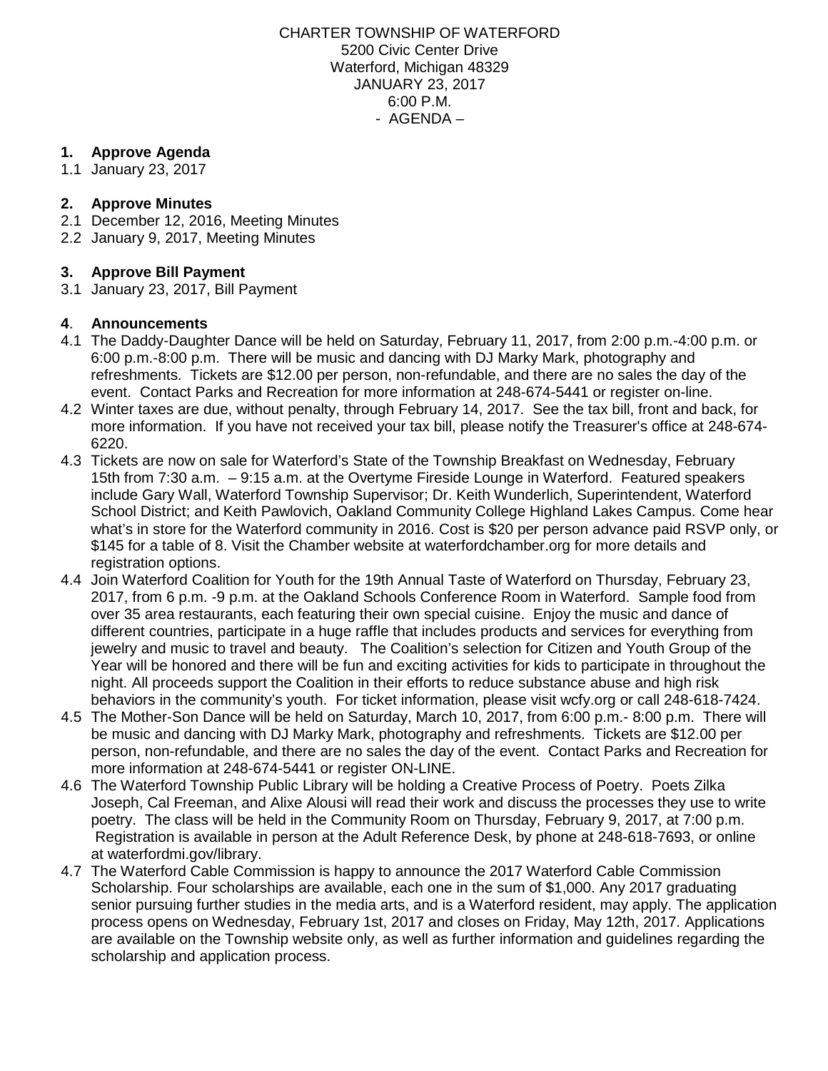CHARTER TOWNSHIP OF WATERFORD
5200 Civic Center Drive
Waterford, Michigan 48329
JANUARY 23, 2017
6:00 P.M.
- AGENDA –

**1. Approve Agenda**

1.1 January 23, 2017

**2. Approve Minutes**

2.1 December 12, 2016, Meeting Minutes
2.2 January 9, 2017, Meeting Minutes

**3. Approve Bill Payment**

3.1 January 23, 2017, Bill Payment

**4. Announcements**

4.1 The Daddy-Daughter Dance will be held on Saturday, February 11, 2017, from 2:00 p.m.-4:00 p.m. or 6:00 p.m.-8:00 p.m. There will be music and dancing with DJ Marky Mark, photography and refreshments. Tickets are $12.00 per person, non-refundable, and there are no sales the day of the event. Contact Parks and Recreation for more information at 248-674-5441 or register on-line.

4.2 Winter taxes are due, without penalty, through February 14, 2017. See the tax bill, front and back, for more information. If you have not received your tax bill, please notify the Treasurer's office at 248-674-6220.

4.3 Tickets are now on sale for Waterford's State of the Township Breakfast on Wednesday, February 15th from 7:30 a.m. – 9:15 a.m. at the Overtyme Fireside Lounge in Waterford. Featured speakers include Gary Wall, Waterford Township Supervisor; Dr. Keith Wunderlich, Superintendent, Waterford School District; and Keith Pawlovich, Oakland Community College Highland Lakes Campus. Come hear what's in store for the Waterford community in 2016. Cost is $20 per person advance paid RSVP only, or $145 for a table of 8. Visit the Chamber website at waterfordchamber.org for more details and registration options.

4.4 Join Waterford Coalition for Youth for the 19th Annual Taste of Waterford on Thursday, February 23, 2017, from 6 p.m. -9 p.m. at the Oakland Schools Conference Room in Waterford. Sample food from over 35 area restaurants, each featuring their own special cuisine. Enjoy the music and dance of different countries, participate in a huge raffle that includes products and services for everything from jewelry and music to travel and beauty. The Coalition's selection for Citizen and Youth Group of the Year will be honored and there will be fun and exciting activities for kids to participate in throughout the night. All proceeds support the Coalition in their efforts to reduce substance abuse and high risk behaviors in the community's youth. For ticket information, please visit wcfy.org or call 248-618-7424.

4.5 The Mother-Son Dance will be held on Saturday, March 10, 2017, from 6:00 p.m.- 8:00 p.m. There will be music and dancing with DJ Marky Mark, photography and refreshments. Tickets are $12.00 per person, non-refundable, and there are no sales the day of the event. Contact Parks and Recreation for more information at 248-674-5441 or register ON-LINE.

4.6 The Waterford Township Public Library will be holding a Creative Process of Poetry. Poets Zilka Joseph, Cal Freeman, and Alixe Alousi will read their work and discuss the processes they use to write poetry. The class will be held in the Community Room on Thursday, February 9, 2017, at 7:00 p.m. Registration is available in person at the Adult Reference Desk, by phone at 248-618-7693, or online at waterfordmi.gov/library.

4.7 The Waterford Cable Commission is happy to announce the 2017 Waterford Cable Commission Scholarship. Four scholarships are available, each one in the sum of $1,000. Any 2017 graduating senior pursuing further studies in the media arts, and is a Waterford resident, may apply. The application process opens on Wednesday, February 1st, 2017 and closes on Friday, May 12th, 2017. Applications are available on the Township website only, as well as further information and guidelines regarding the scholarship and application process.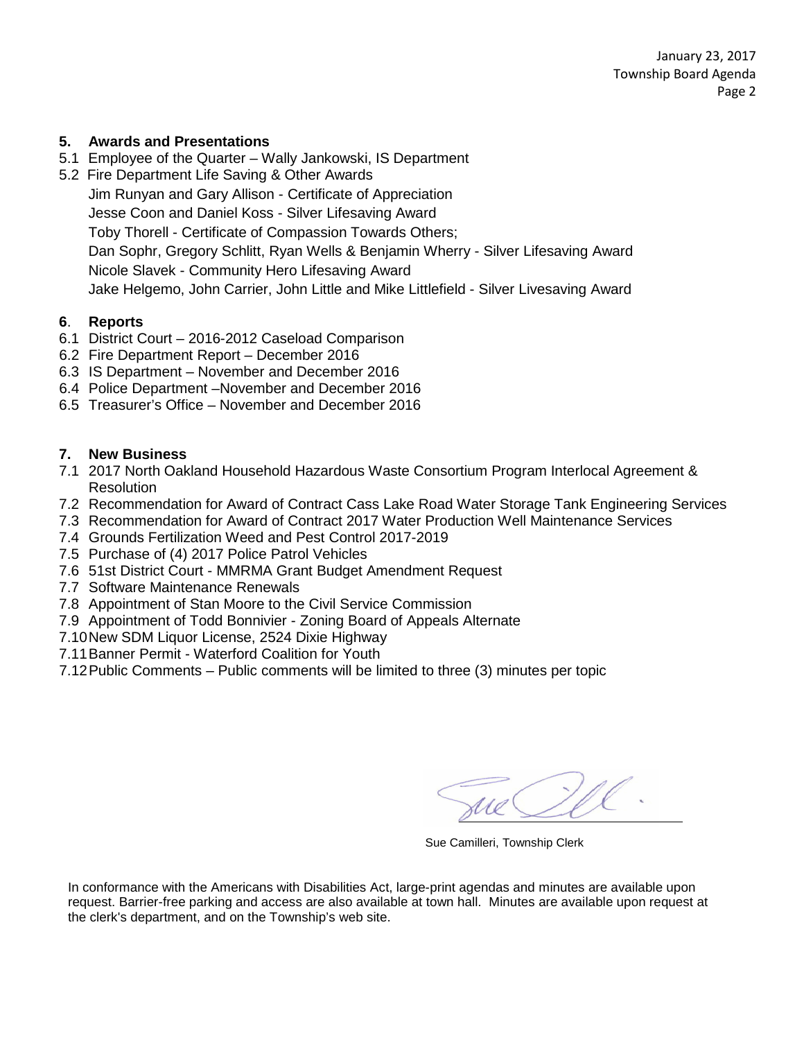## 5. Awards and Presentations

5.1 Employee of the Quarter – Wally Jankowski, IS Department

5.2 Fire Department Life Saving & Other Awards

Jim Runyan and Gary Allison - Certificate of Appreciation

Jesse Coon and Daniel Koss - Silver Lifesaving Award

Toby Thorell - Certificate of Compassion Towards Others;

Dan Sophr, Gregory Schlitt, Ryan Wells & Benjamin Wherry - Silver Lifesaving Award

Nicole Slavek - Community Hero Lifesaving Award

Jake Helgemo, John Carrier, John Little and Mike Littlefield - Silver Livesaving Award

## 6. Reports

6.1 District Court – 2016-2012 Caseload Comparison

6.2 Fire Department Report – December 2016

6.3 IS Department – November and December 2016

6.4 Police Department –November and December 2016

6.5 Treasurer's Office – November and December 2016

## 7. New Business

7.1 2017 North Oakland Household Hazardous Waste Consortium Program Interlocal Agreement & Resolution

7.2 Recommendation for Award of Contract Cass Lake Road Water Storage Tank Engineering Services

7.3 Recommendation for Award of Contract 2017 Water Production Well Maintenance Services

7.4 Grounds Fertilization Weed and Pest Control 2017-2019

7.5 Purchase of (4) 2017 Police Patrol Vehicles

7.6 51st District Court - MMRMA Grant Budget Amendment Request

7.7 Software Maintenance Renewals

7.8 Appointment of Stan Moore to the Civil Service Commission

7.9 Appointment of Todd Bonnivier - Zoning Board of Appeals Alternate

7.10 New SDM Liquor License, 2524 Dixie Highway

7.11 Banner Permit - Waterford Coalition for Youth

7.12 Public Comments – Public comments will be limited to three (3) minutes per topic

Sue Camilleri, Township Clerk

In conformance with the Americans with Disabilities Act, large-print agendas and minutes are available upon request. Barrier-free parking and access are also available at town hall. Minutes are available upon request at the clerk's department, and on the Township's web site.